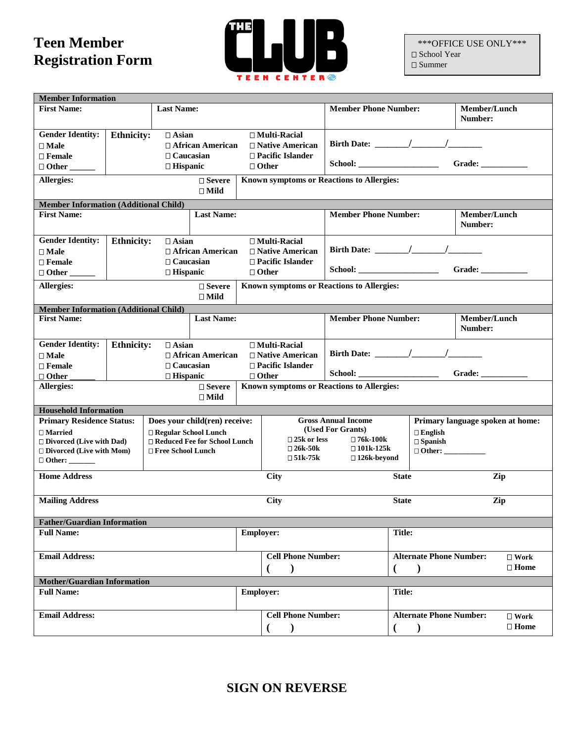# Teen Member Registration Form

THE CLUB TEEN CENTER

***OFFICE USE ONLY***
☐ School Year
☐ Summer

## Member Information

| First Name: | Last Name: | Member Phone Number: | Member/Lunch Number: |
|---|---|---|---|

**Gender Identity:** ☐ Male ☐ Female ☐ Other ______

**Ethnicity:** ☐ Asian ☐ African American ☐ Caucasian ☐ Hispanic ☐ Multi-Racial ☐ Native American ☐ Pacific Islander ☐ Other

**Birth Date:** _______/_______/_______

**School:** __________________ **Grade:** ___________

**Allergies:** ☐ Severe ☐ Mild | **Known symptoms or Reactions to Allergies:**

## Member Information (Additional Child)

| First Name: | Last Name: | Member Phone Number: | Member/Lunch Number: |
|---|---|---|---|

**Gender Identity:** ☐ Male ☐ Female ☐ Other ______

**Ethnicity:** ☐ Asian ☐ African American ☐ Caucasian ☐ Hispanic ☐ Multi-Racial ☐ Native American ☐ Pacific Islander ☐ Other

**Birth Date:** _______/_______/_______

**School:** __________________ **Grade:** ___________

**Allergies:** ☐ Severe ☐ Mild | **Known symptoms or Reactions to Allergies:**

## Member Information (Additional Child)

| First Name: | Last Name: | Member Phone Number: | Member/Lunch Number: |
|---|---|---|---|

**Gender Identity:** ☐ Male ☐ Female ☐ Other ______

**Ethnicity:** ☐ Asian ☐ African American ☐ Caucasian ☐ Hispanic ☐ Multi-Racial ☐ Native American ☐ Pacific Islander ☐ Other

**Birth Date:** _______/_______/_______

**School:** __________________ **Grade:** ___________

**Allergies:** ☐ Severe ☐ Mild | **Known symptoms or Reactions to Allergies:**

## Household Information

| Primary Residence Status: | Does your child(ren) receive: | Gross Annual Income (Used For Grants) | Primary language spoken at home: |
|---|---|---|---|
| ☐ Married<br>☐ Divorced (Live with Dad)<br>☐ Divorced (Live with Mom)<br>☐ Other: _______ | ☐ Regular School Lunch<br>☐ Reduced Fee for School Lunch<br>☐ Free School Lunch | ☐ 25k or less ☐ 76k-100k<br>☐ 26k-50k ☐ 101k-125k<br>☐ 51k-75k ☐ 126k-beyond | ☐ English<br>☐ Spanish<br>☐ Other: ___________ |

| Home Address | City | State | Zip |
|---|---|---|---|
| **Mailing Address** | **City** | **State** | **Zip** |

## Father/Guardian Information

| Full Name: | Employer: | Title: | |
|---|---|---|---|
| **Email Address:** | **Cell Phone Number:** ( ) | **Alternate Phone Number:** ( ) | ☐ Work ☐ Home |

## Mother/Guardian Information

| Full Name: | Employer: | Title: | |
|---|---|---|---|
| **Email Address:** | **Cell Phone Number:** ( ) | **Alternate Phone Number:** ( ) | ☐ Work ☐ Home |

**SIGN ON REVERSE**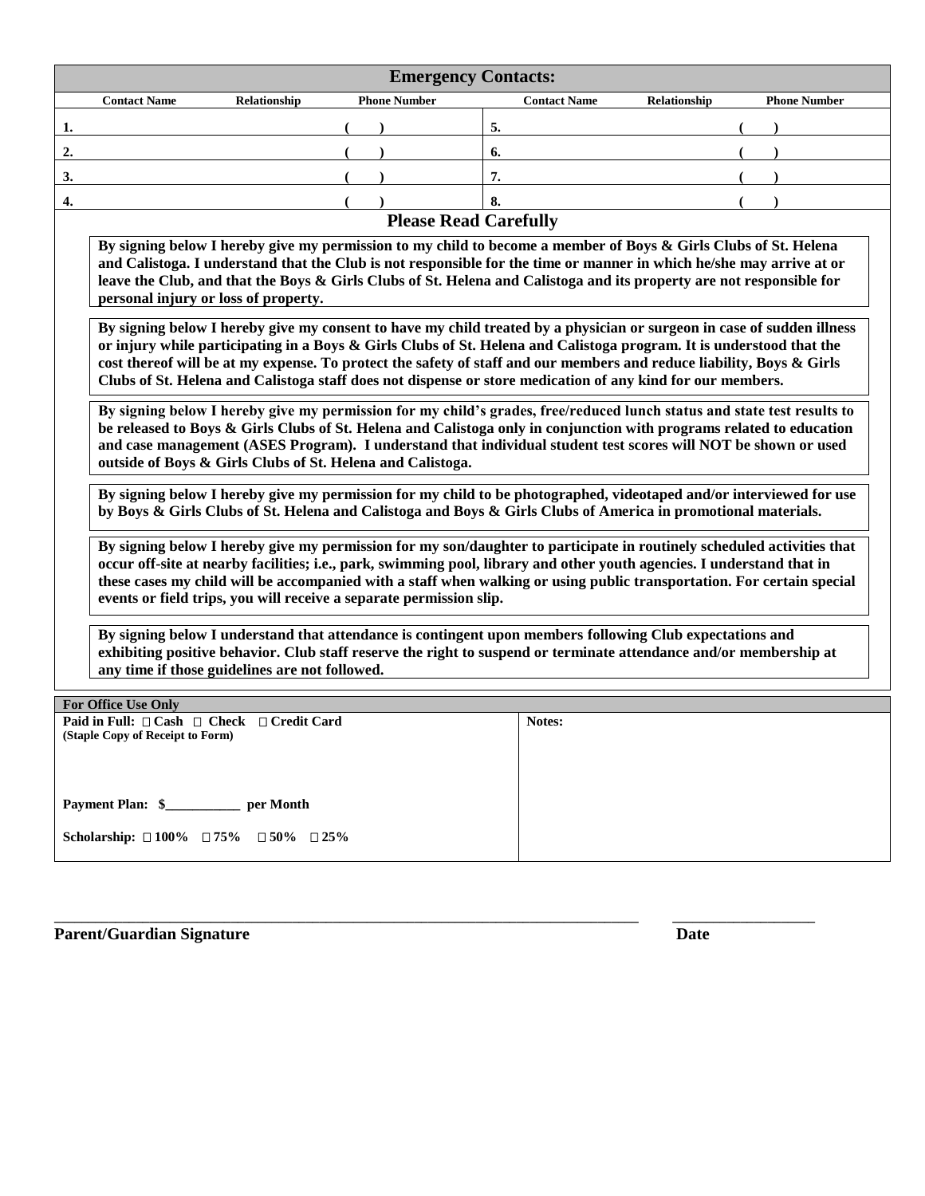## Emergency Contacts:

| Contact Name | Relationship | Phone Number | Contact Name | Relationship | Phone Number |
|---|---|---|---|---|---|
| 1. | | (   ) | 5. | | (   ) |
| 2. | | (   ) | 6. | | (   ) |
| 3. | | (   ) | 7. | | (   ) |
| 4. | | (   ) | 8. | | (   ) |

## Please Read Carefully

**By signing below I hereby give my permission to my child to become a member of Boys & Girls Clubs of St. Helena and Calistoga. I understand that the Club is not responsible for the time or manner in which he/she may arrive at or leave the Club, and that the Boys & Girls Clubs of St. Helena and Calistoga and its property are not responsible for personal injury or loss of property.**

**By signing below I hereby give my consent to have my child treated by a physician or surgeon in case of sudden illness or injury while participating in a Boys & Girls Clubs of St. Helena and Calistoga program. It is understood that the cost thereof will be at my expense. To protect the safety of staff and our members and reduce liability, Boys & Girls Clubs of St. Helena and Calistoga staff does not dispense or store medication of any kind for our members.**

**By signing below I hereby give my permission for my child's grades, free/reduced lunch status and state test results to be released to Boys & Girls Clubs of St. Helena and Calistoga only in conjunction with programs related to education and case management (ASES Program). I understand that individual student test scores will NOT be shown or used outside of Boys & Girls Clubs of St. Helena and Calistoga.**

**By signing below I hereby give my permission for my child to be photographed, videotaped and/or interviewed for use by Boys & Girls Clubs of St. Helena and Calistoga and Boys & Girls Clubs of America in promotional materials.**

**By signing below I hereby give my permission for my son/daughter to participate in routinely scheduled activities that occur off-site at nearby facilities; i.e., park, swimming pool, library and other youth agencies. I understand that in these cases my child will be accompanied with a staff when walking or using public transportation. For certain special events or field trips, you will receive a separate permission slip.**

**By signing below I understand that attendance is contingent upon members following Club expectations and exhibiting positive behavior. Club staff reserve the right to suspend or terminate attendance and/or membership at any time if those guidelines are not followed.**

| For Office Use Only | |
|---|---|
| **Paid in Full:** ☐ Cash ☐ Check ☐ Credit Card<br>(Staple Copy of Receipt to Form)<br><br>**Payment Plan: $\_\_\_\_\_\_\_\_\_\_\_ per Month**<br><br>**Scholarship:** ☐ 100% ☐ 75% ☐ 50% ☐ 25% | **Notes:** |

\_\_\_\_\_\_\_\_\_\_\_\_\_\_\_\_\_\_\_\_\_\_\_\_\_\_\_\_\_\_\_\_\_\_\_\_\_\_\_\_\_\_\_\_\_\_\_\_\_\_\_\_ \_\_\_\_\_\_\_\_\_\_\_\_\_\_\_\_\_\_

**Parent/Guardian Signature** **Date**